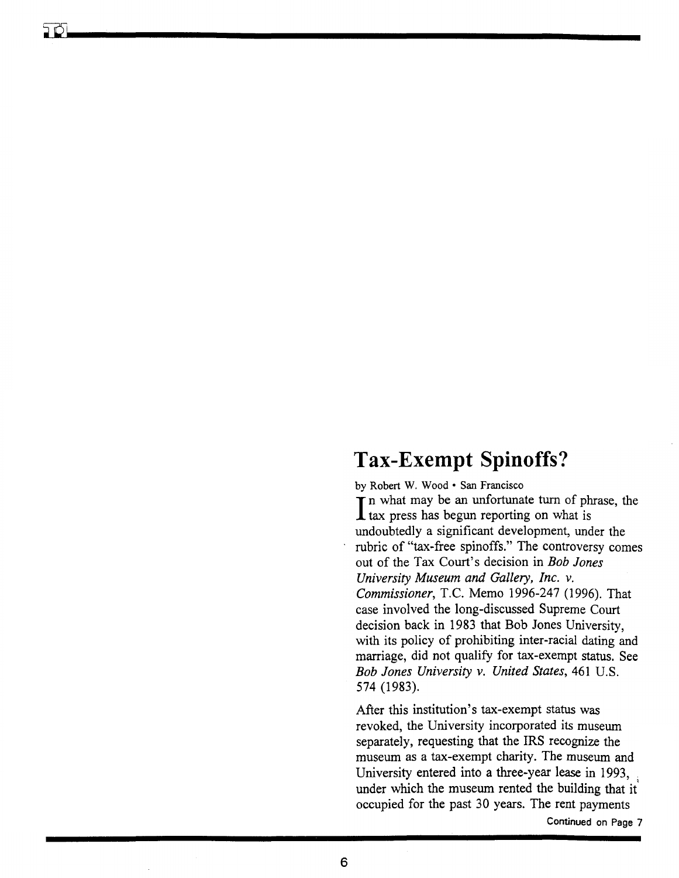# Tax-Exempt Spinoffs?

by Robert W. Wood • San Francisco

In what may be an unfortunate turn of phrase, the tax press has begun reporting on what is undoubtedly a significant development, under the rubric of "tax-free spinoffs." The controversy comes out of the Tax Court's decision in *Bob Jones University Museum and Gallery, Inc. v. Commissioner*, T.C. Memo 1996-247 (1996). That case involved the long-discussed Supreme Court decision back in 1983 that Bob Jones University, with its policy of prohibiting inter-racial dating and marriage, did not qualify for tax-exempt status. See *Bob Jones University v. United States*, 461 U.S. 574 (1983).

After this institution's tax-exempt status was revoked, the University incorporated its museum separately, requesting that the IRS recognize the museum as a tax-exempt charity. The museum and University entered into a three-year lease in 1993, under which the museum rented the building that it occupied for the past 30 years. The rent payments

Continued on Page 7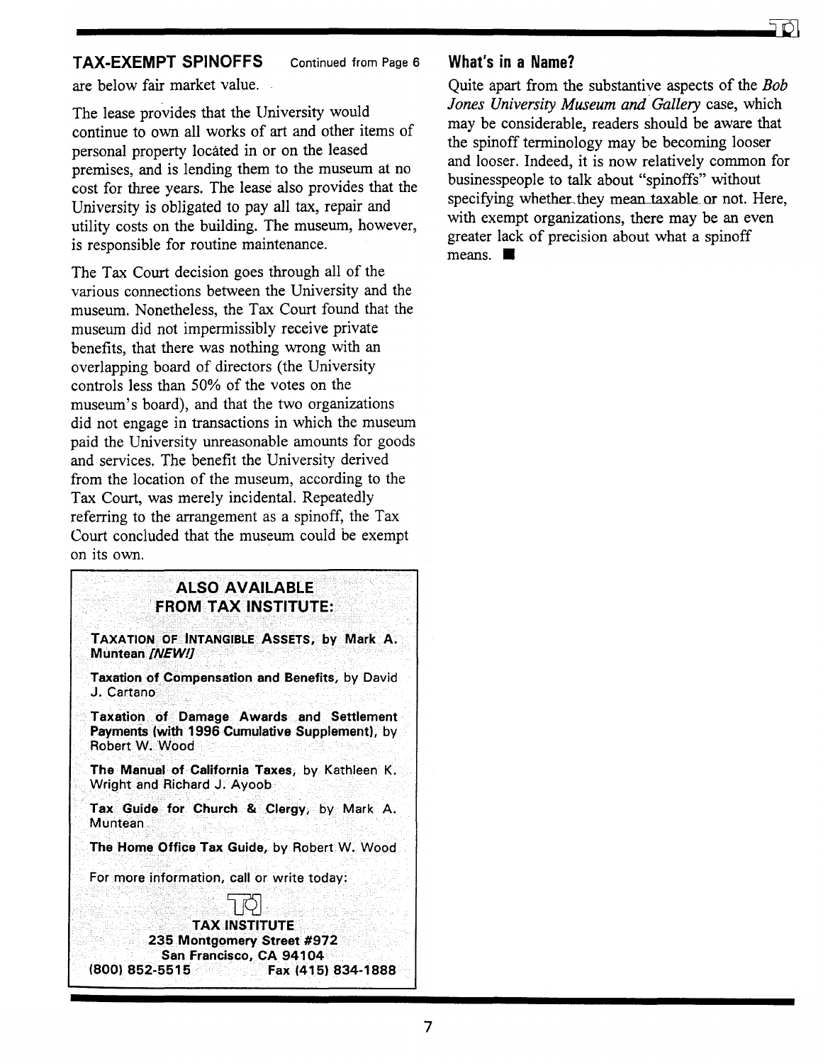## TAX-EXEMPT SPINOFFS

Continued from Page 6

are below fair market value.

The lease provides that the University would continue to own all works of art and other items of personal property located in or on the leased premises, and is lending them to the museum at no cost for three years. The lease also provides that the University is obligated to pay all tax, repair and utility costs on the building. The museum, however, is responsible for routine maintenance.

The Tax Court decision goes through all of the various connections between the University and the museum. Nonetheless, the Tax Court found that the museum did not impermissibly receive private benefits, that there was nothing wrong with an overlapping board of directors (the University controls less than 50% of the votes on the museum's board), and that the two organizations did not engage in transactions in which the museum paid the University unreasonable amounts for goods and services. The benefit the University derived from the location of the museum, according to the Tax Court, was merely incidental. Repeatedly referring to the arrangement as a spinoff, the Tax Court concluded that the museum could be exempt on its own.

### ALSO AVAILABLE FROM TAX INSTITUTE:

**Taxation of Intangible Assets**, by Mark A. Muntean *[NEW!]*

**Taxation of Compensation and Benefits**, by David J. Cartano

**Taxation of Damage Awards and Settlement Payments (with 1996 Cumulative Supplement)**, by Robert W. Wood

**The Manual of California Taxes**, by Kathleen K. Wright and Richard J. Ayoob

**Tax Guide for Church & Clergy**, by Mark A. Muntean

**The Home Office Tax Guide**, by Robert W. Wood

For more information, call or write today:

**TAX INSTITUTE**
**235 Montgomery Street #972**
**San Francisco, CA 94104**
**(800) 852-5515 Fax (415) 834-1888**

## What's in a Name?

Quite apart from the substantive aspects of the *Bob Jones University Museum and Gallery* case, which may be considerable, readers should be aware that the spinoff terminology may be becoming looser and looser. Indeed, it is now relatively common for businesspeople to talk about "spinoffs" without specifying whether they mean taxable or not. Here, with exempt organizations, there may be an even greater lack of precision about what a spinoff means. ■